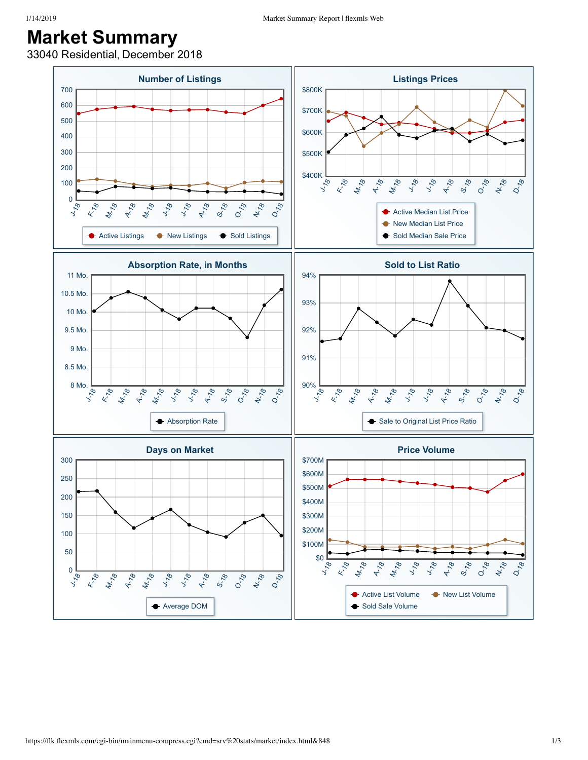# Market Summary

33040 Residential, December 2018

## Number of Listings

Active Listings · New Listings · Sold Listings

## Listings Prices

Active Median List Price · New Median List Price · Sold Median Sale Price

## Absorption Rate, in Months

Absorption Rate

## Sold to List Ratio

Sale to Original List Price Ratio

## Days on Market

Average DOM

## Price Volume

Active List Volume · New List Volume · Sold Sale Volume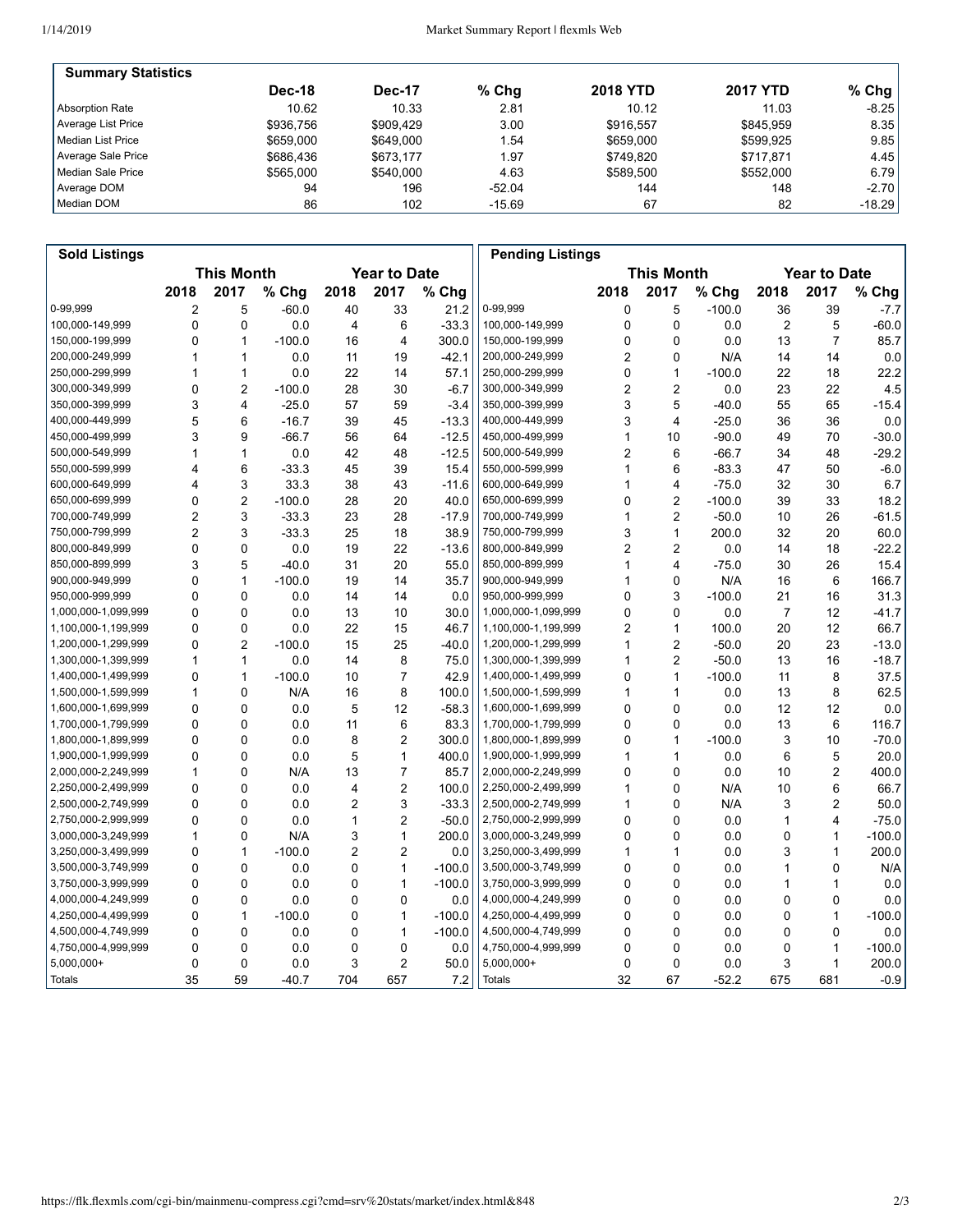## Summary Statistics

| | Dec-18 | Dec-17 | % Chg | 2018 YTD | 2017 YTD | % Chg |
|---|---|---|---|---|---|---|
| Absorption Rate | 10.62 | 10.33 | 2.81 | 10.12 | 11.03 | -8.25 |
| Average List Price | $936,756 | $909,429 | 3.00 | $916,557 | $845,959 | 8.35 |
| Median List Price | $659,000 | $649,000 | 1.54 | $659,000 | $599,925 | 9.85 |
| Average Sale Price | $686,436 | $673,177 | 1.97 | $749,820 | $717,871 | 4.45 |
| Median Sale Price | $565,000 | $540,000 | 4.63 | $589,500 | $552,000 | 6.79 |
| Average DOM | 94 | 196 | -52.04 | 144 | 148 | -2.70 |
| Median DOM | 86 | 102 | -15.69 | 67 | 82 | -18.29 |

## Sold Listings

| | This Month | | | Year to Date | | |
|---|---|---|---|---|---|---|
| | 2018 | 2017 | % Chg | 2018 | 2017 | % Chg |
| 0-99,999 | 2 | 5 | -60.0 | 40 | 33 | 21.2 |
| 100,000-149,999 | 0 | 0 | 0.0 | 4 | 6 | -33.3 |
| 150,000-199,999 | 0 | 1 | -100.0 | 16 | 4 | 300.0 |
| 200,000-249,999 | 1 | 1 | 0.0 | 11 | 19 | -42.1 |
| 250,000-299,999 | 1 | 1 | 0.0 | 22 | 14 | 57.1 |
| 300,000-349,999 | 0 | 2 | -100.0 | 28 | 30 | -6.7 |
| 350,000-399,999 | 3 | 4 | -25.0 | 57 | 59 | -3.4 |
| 400,000-449,999 | 5 | 6 | -16.7 | 39 | 45 | -13.3 |
| 450,000-499,999 | 3 | 9 | -66.7 | 56 | 64 | -12.5 |
| 500,000-549,999 | 1 | 1 | 0.0 | 42 | 48 | -12.5 |
| 550,000-599,999 | 4 | 6 | -33.3 | 45 | 39 | 15.4 |
| 600,000-649,999 | 4 | 3 | 33.3 | 38 | 43 | -11.6 |
| 650,000-699,999 | 0 | 2 | -100.0 | 28 | 20 | 40.0 |
| 700,000-749,999 | 2 | 3 | -33.3 | 23 | 28 | -17.9 |
| 750,000-799,999 | 2 | 3 | -33.3 | 25 | 18 | 38.9 |
| 800,000-849,999 | 0 | 0 | 0.0 | 19 | 22 | -13.6 |
| 850,000-899,999 | 3 | 5 | -40.0 | 31 | 20 | 55.0 |
| 900,000-949,999 | 0 | 1 | -100.0 | 19 | 14 | 35.7 |
| 950,000-999,999 | 0 | 0 | 0.0 | 14 | 14 | 0.0 |
| 1,000,000-1,099,999 | 0 | 0 | 0.0 | 13 | 10 | 30.0 |
| 1,100,000-1,199,999 | 0 | 0 | 0.0 | 22 | 15 | 46.7 |
| 1,200,000-1,299,999 | 0 | 2 | -100.0 | 15 | 25 | -40.0 |
| 1,300,000-1,399,999 | 1 | 1 | 0.0 | 14 | 8 | 75.0 |
| 1,400,000-1,499,999 | 0 | 1 | -100.0 | 10 | 7 | 42.9 |
| 1,500,000-1,599,999 | 1 | 0 | N/A | 16 | 8 | 100.0 |
| 1,600,000-1,699,999 | 0 | 0 | 0.0 | 5 | 12 | -58.3 |
| 1,700,000-1,799,999 | 0 | 0 | 0.0 | 11 | 6 | 83.3 |
| 1,800,000-1,899,999 | 0 | 0 | 0.0 | 8 | 2 | 300.0 |
| 1,900,000-1,999,999 | 0 | 0 | 0.0 | 5 | 1 | 400.0 |
| 2,000,000-2,249,999 | 1 | 0 | N/A | 13 | 7 | 85.7 |
| 2,250,000-2,499,999 | 0 | 0 | 0.0 | 4 | 2 | 100.0 |
| 2,500,000-2,749,999 | 0 | 0 | 0.0 | 2 | 3 | -33.3 |
| 2,750,000-2,999,999 | 0 | 0 | 0.0 | 1 | 2 | -50.0 |
| 3,000,000-3,249,999 | 1 | 0 | N/A | 3 | 1 | 200.0 |
| 3,250,000-3,499,999 | 0 | 1 | -100.0 | 2 | 2 | 0.0 |
| 3,500,000-3,749,999 | 0 | 0 | 0.0 | 0 | 1 | -100.0 |
| 3,750,000-3,999,999 | 0 | 0 | 0.0 | 0 | 1 | -100.0 |
| 4,000,000-4,249,999 | 0 | 0 | 0.0 | 0 | 0 | 0.0 |
| 4,250,000-4,499,999 | 0 | 1 | -100.0 | 0 | 1 | -100.0 |
| 4,500,000-4,749,999 | 0 | 0 | 0.0 | 0 | 1 | -100.0 |
| 4,750,000-4,999,999 | 0 | 0 | 0.0 | 0 | 0 | 0.0 |
| 5,000,000+ | 0 | 0 | 0.0 | 3 | 2 | 50.0 |
| Totals | 35 | 59 | -40.7 | 704 | 657 | 7.2 |

## Pending Listings

| | This Month | | | Year to Date | | |
|---|---|---|---|---|---|---|
| | 2018 | 2017 | % Chg | 2018 | 2017 | % Chg |
| 0-99,999 | 0 | 5 | -100.0 | 36 | 39 | -7.7 |
| 100,000-149,999 | 0 | 0 | 0.0 | 2 | 5 | -60.0 |
| 150,000-199,999 | 0 | 0 | 0.0 | 13 | 7 | 85.7 |
| 200,000-249,999 | 2 | 0 | N/A | 14 | 14 | 0.0 |
| 250,000-299,999 | 0 | 1 | -100.0 | 22 | 18 | 22.2 |
| 300,000-349,999 | 2 | 2 | 0.0 | 23 | 22 | 4.5 |
| 350,000-399,999 | 3 | 5 | -40.0 | 55 | 65 | -15.4 |
| 400,000-449,999 | 3 | 4 | -25.0 | 36 | 36 | 0.0 |
| 450,000-499,999 | 1 | 10 | -90.0 | 49 | 70 | -30.0 |
| 500,000-549,999 | 2 | 6 | -66.7 | 34 | 48 | -29.2 |
| 550,000-599,999 | 1 | 6 | -83.3 | 47 | 50 | -6.0 |
| 600,000-649,999 | 1 | 4 | -75.0 | 32 | 30 | 6.7 |
| 650,000-699,999 | 0 | 2 | -100.0 | 39 | 33 | 18.2 |
| 700,000-749,999 | 1 | 2 | -50.0 | 10 | 26 | -61.5 |
| 750,000-799,999 | 3 | 1 | 200.0 | 32 | 20 | 60.0 |
| 800,000-849,999 | 2 | 2 | 0.0 | 14 | 18 | -22.2 |
| 850,000-899,999 | 1 | 4 | -75.0 | 30 | 26 | 15.4 |
| 900,000-949,999 | 1 | 0 | N/A | 16 | 6 | 166.7 |
| 950,000-999,999 | 0 | 3 | -100.0 | 21 | 16 | 31.3 |
| 1,000,000-1,099,999 | 0 | 0 | 0.0 | 7 | 12 | -41.7 |
| 1,100,000-1,199,999 | 2 | 1 | 100.0 | 20 | 12 | 66.7 |
| 1,200,000-1,299,999 | 1 | 2 | -50.0 | 20 | 23 | -13.0 |
| 1,300,000-1,399,999 | 1 | 2 | -50.0 | 13 | 16 | -18.7 |
| 1,400,000-1,499,999 | 0 | 1 | -100.0 | 11 | 8 | 37.5 |
| 1,500,000-1,599,999 | 1 | 1 | 0.0 | 13 | 8 | 62.5 |
| 1,600,000-1,699,999 | 0 | 0 | 0.0 | 12 | 12 | 0.0 |
| 1,700,000-1,799,999 | 0 | 0 | 0.0 | 13 | 6 | 116.7 |
| 1,800,000-1,899,999 | 0 | 1 | -100.0 | 3 | 10 | -70.0 |
| 1,900,000-1,999,999 | 1 | 1 | 0.0 | 6 | 5 | 20.0 |
| 2,000,000-2,249,999 | 0 | 0 | 0.0 | 10 | 2 | 400.0 |
| 2,250,000-2,499,999 | 1 | 0 | N/A | 10 | 6 | 66.7 |
| 2,500,000-2,749,999 | 1 | 0 | N/A | 3 | 2 | 50.0 |
| 2,750,000-2,999,999 | 0 | 0 | 0.0 | 1 | 4 | -75.0 |
| 3,000,000-3,249,999 | 0 | 0 | 0.0 | 0 | 1 | -100.0 |
| 3,250,000-3,499,999 | 1 | 1 | 0.0 | 3 | 1 | 200.0 |
| 3,500,000-3,749,999 | 0 | 0 | 0.0 | 1 | 0 | N/A |
| 3,750,000-3,999,999 | 0 | 0 | 0.0 | 1 | 1 | 0.0 |
| 4,000,000-4,249,999 | 0 | 0 | 0.0 | 0 | 0 | 0.0 |
| 4,250,000-4,499,999 | 0 | 0 | 0.0 | 0 | 1 | -100.0 |
| 4,500,000-4,749,999 | 0 | 0 | 0.0 | 0 | 0 | 0.0 |
| 4,750,000-4,999,999 | 0 | 0 | 0.0 | 0 | 1 | -100.0 |
| 5,000,000+ | 0 | 0 | 0.0 | 3 | 1 | 200.0 |
| Totals | 32 | 67 | -52.2 | 675 | 681 | -0.9 |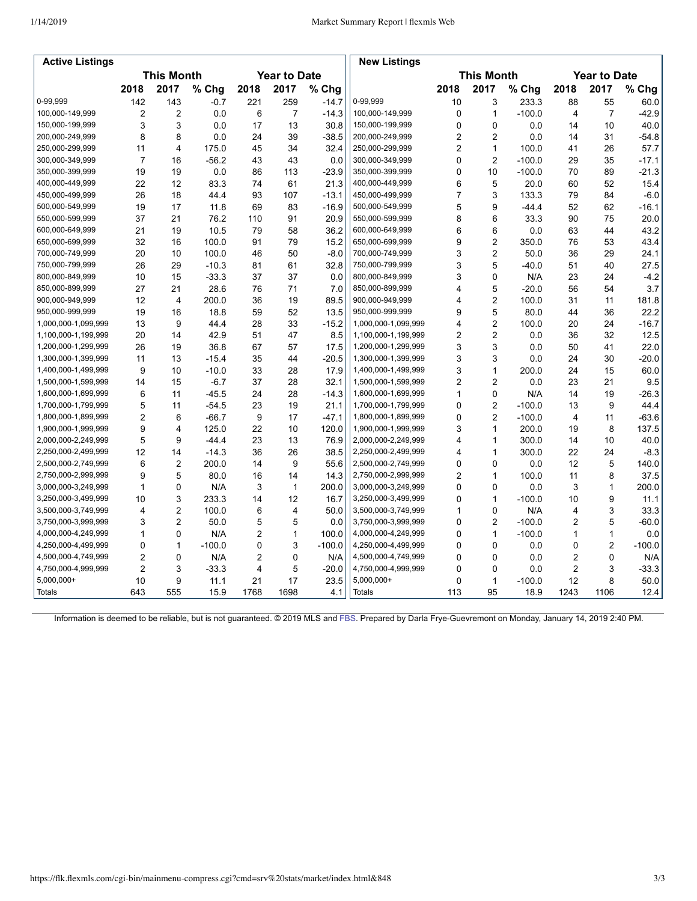## Active Listings

| | This Month | | | Year to Date | | |
|---|---|---|---|---|---|---|
| | 2018 | 2017 | % Chg | 2018 | 2017 | % Chg |
| 0-99,999 | 142 | 143 | -0.7 | 221 | 259 | -14.7 |
| 100,000-149,999 | 2 | 2 | 0.0 | 6 | 7 | -14.3 |
| 150,000-199,999 | 3 | 3 | 0.0 | 17 | 13 | 30.8 |
| 200,000-249,999 | 8 | 8 | 0.0 | 24 | 39 | -38.5 |
| 250,000-299,999 | 11 | 4 | 175.0 | 45 | 34 | 32.4 |
| 300,000-349,999 | 7 | 16 | -56.2 | 43 | 43 | 0.0 |
| 350,000-399,999 | 19 | 19 | 0.0 | 86 | 113 | -23.9 |
| 400,000-449,999 | 22 | 12 | 83.3 | 74 | 61 | 21.3 |
| 450,000-499,999 | 26 | 18 | 44.4 | 93 | 107 | -13.1 |
| 500,000-549,999 | 19 | 17 | 11.8 | 69 | 83 | -16.9 |
| 550,000-599,999 | 37 | 21 | 76.2 | 110 | 91 | 20.9 |
| 600,000-649,999 | 21 | 19 | 10.5 | 79 | 58 | 36.2 |
| 650,000-699,999 | 32 | 16 | 100.0 | 91 | 79 | 15.2 |
| 700,000-749,999 | 20 | 10 | 100.0 | 46 | 50 | -8.0 |
| 750,000-799,999 | 26 | 29 | -10.3 | 81 | 61 | 32.8 |
| 800,000-849,999 | 10 | 15 | -33.3 | 37 | 37 | 0.0 |
| 850,000-899,999 | 27 | 21 | 28.6 | 76 | 71 | 7.0 |
| 900,000-949,999 | 12 | 4 | 200.0 | 36 | 19 | 89.5 |
| 950,000-999,999 | 19 | 16 | 18.8 | 59 | 52 | 13.5 |
| 1,000,000-1,099,999 | 13 | 9 | 44.4 | 28 | 33 | -15.2 |
| 1,100,000-1,199,999 | 20 | 14 | 42.9 | 51 | 47 | 8.5 |
| 1,200,000-1,299,999 | 26 | 19 | 36.8 | 67 | 57 | 17.5 |
| 1,300,000-1,399,999 | 11 | 13 | -15.4 | 35 | 44 | -20.5 |
| 1,400,000-1,499,999 | 9 | 10 | -10.0 | 33 | 28 | 17.9 |
| 1,500,000-1,599,999 | 14 | 15 | -6.7 | 37 | 28 | 32.1 |
| 1,600,000-1,699,999 | 6 | 11 | -45.5 | 24 | 28 | -14.3 |
| 1,700,000-1,799,999 | 5 | 11 | -54.5 | 23 | 19 | 21.1 |
| 1,800,000-1,899,999 | 2 | 6 | -66.7 | 9 | 17 | -47.1 |
| 1,900,000-1,999,999 | 9 | 4 | 125.0 | 22 | 10 | 120.0 |
| 2,000,000-2,249,999 | 5 | 9 | -44.4 | 23 | 13 | 76.9 |
| 2,250,000-2,499,999 | 12 | 14 | -14.3 | 36 | 26 | 38.5 |
| 2,500,000-2,749,999 | 6 | 2 | 200.0 | 14 | 9 | 55.6 |
| 2,750,000-2,999,999 | 9 | 5 | 80.0 | 16 | 14 | 14.3 |
| 3,000,000-3,249,999 | 1 | 0 | N/A | 3 | 1 | 200.0 |
| 3,250,000-3,499,999 | 10 | 3 | 233.3 | 14 | 12 | 16.7 |
| 3,500,000-3,749,999 | 4 | 2 | 100.0 | 6 | 4 | 50.0 |
| 3,750,000-3,999,999 | 3 | 2 | 50.0 | 5 | 5 | 0.0 |
| 4,000,000-4,249,999 | 1 | 0 | N/A | 2 | 1 | 100.0 |
| 4,250,000-4,499,999 | 0 | 1 | -100.0 | 0 | 3 | -100.0 |
| 4,500,000-4,749,999 | 2 | 0 | N/A | 2 | 0 | N/A |
| 4,750,000-4,999,999 | 2 | 3 | -33.3 | 4 | 5 | -20.0 |
| 5,000,000+ | 10 | 9 | 11.1 | 21 | 17 | 23.5 |
| Totals | 643 | 555 | 15.9 | 1768 | 1698 | 4.1 |

## New Listings

| | This Month | | | Year to Date | | |
|---|---|---|---|---|---|---|
| | 2018 | 2017 | % Chg | 2018 | 2017 | % Chg |
| 0-99,999 | 10 | 3 | 233.3 | 88 | 55 | 60.0 |
| 100,000-149,999 | 0 | 1 | -100.0 | 4 | 7 | -42.9 |
| 150,000-199,999 | 0 | 0 | 0.0 | 14 | 10 | 40.0 |
| 200,000-249,999 | 2 | 2 | 0.0 | 14 | 31 | -54.8 |
| 250,000-299,999 | 2 | 1 | 100.0 | 41 | 26 | 57.7 |
| 300,000-349,999 | 0 | 2 | -100.0 | 29 | 35 | -17.1 |
| 350,000-399,999 | 0 | 10 | -100.0 | 70 | 89 | -21.3 |
| 400,000-449,999 | 6 | 5 | 20.0 | 60 | 52 | 15.4 |
| 450,000-499,999 | 7 | 3 | 133.3 | 79 | 84 | -6.0 |
| 500,000-549,999 | 5 | 9 | -44.4 | 52 | 62 | -16.1 |
| 550,000-599,999 | 8 | 6 | 33.3 | 90 | 75 | 20.0 |
| 600,000-649,999 | 6 | 6 | 0.0 | 63 | 44 | 43.2 |
| 650,000-699,999 | 9 | 2 | 350.0 | 76 | 53 | 43.4 |
| 700,000-749,999 | 3 | 2 | 50.0 | 36 | 29 | 24.1 |
| 750,000-799,999 | 3 | 5 | -40.0 | 51 | 40 | 27.5 |
| 800,000-849,999 | 3 | 0 | N/A | 23 | 24 | -4.2 |
| 850,000-899,999 | 4 | 5 | -20.0 | 56 | 54 | 3.7 |
| 900,000-949,999 | 4 | 2 | 100.0 | 31 | 11 | 181.8 |
| 950,000-999,999 | 9 | 5 | 80.0 | 44 | 36 | 22.2 |
| 1,000,000-1,099,999 | 4 | 2 | 100.0 | 20 | 24 | -16.7 |
| 1,100,000-1,199,999 | 2 | 2 | 0.0 | 36 | 32 | 12.5 |
| 1,200,000-1,299,999 | 3 | 3 | 0.0 | 50 | 41 | 22.0 |
| 1,300,000-1,399,999 | 3 | 3 | 0.0 | 24 | 30 | -20.0 |
| 1,400,000-1,499,999 | 3 | 1 | 200.0 | 24 | 15 | 60.0 |
| 1,500,000-1,599,999 | 2 | 2 | 0.0 | 23 | 21 | 9.5 |
| 1,600,000-1,699,999 | 1 | 0 | N/A | 14 | 19 | -26.3 |
| 1,700,000-1,799,999 | 0 | 2 | -100.0 | 13 | 9 | 44.4 |
| 1,800,000-1,899,999 | 0 | 2 | -100.0 | 4 | 11 | -63.6 |
| 1,900,000-1,999,999 | 3 | 1 | 200.0 | 19 | 8 | 137.5 |
| 2,000,000-2,249,999 | 4 | 1 | 300.0 | 14 | 10 | 40.0 |
| 2,250,000-2,499,999 | 4 | 1 | 300.0 | 22 | 24 | -8.3 |
| 2,500,000-2,749,999 | 0 | 0 | 0.0 | 12 | 5 | 140.0 |
| 2,750,000-2,999,999 | 2 | 1 | 100.0 | 11 | 8 | 37.5 |
| 3,000,000-3,249,999 | 0 | 0 | 0.0 | 3 | 1 | 200.0 |
| 3,250,000-3,499,999 | 0 | 1 | -100.0 | 10 | 9 | 11.1 |
| 3,500,000-3,749,999 | 1 | 0 | N/A | 4 | 3 | 33.3 |
| 3,750,000-3,999,999 | 0 | 2 | -100.0 | 2 | 5 | -60.0 |
| 4,000,000-4,249,999 | 0 | 1 | -100.0 | 1 | 1 | 0.0 |
| 4,250,000-4,499,999 | 0 | 0 | 0.0 | 0 | 2 | -100.0 |
| 4,500,000-4,749,999 | 0 | 0 | 0.0 | 2 | 0 | N/A |
| 4,750,000-4,999,999 | 0 | 0 | 0.0 | 2 | 3 | -33.3 |
| 5,000,000+ | 0 | 1 | -100.0 | 12 | 8 | 50.0 |
| Totals | 113 | 95 | 18.9 | 1243 | 1106 | 12.4 |

Information is deemed to be reliable, but is not guaranteed. © 2019 MLS and FBS. Prepared by Darla Frye-Guevremont on Monday, January 14, 2019 2:40 PM.